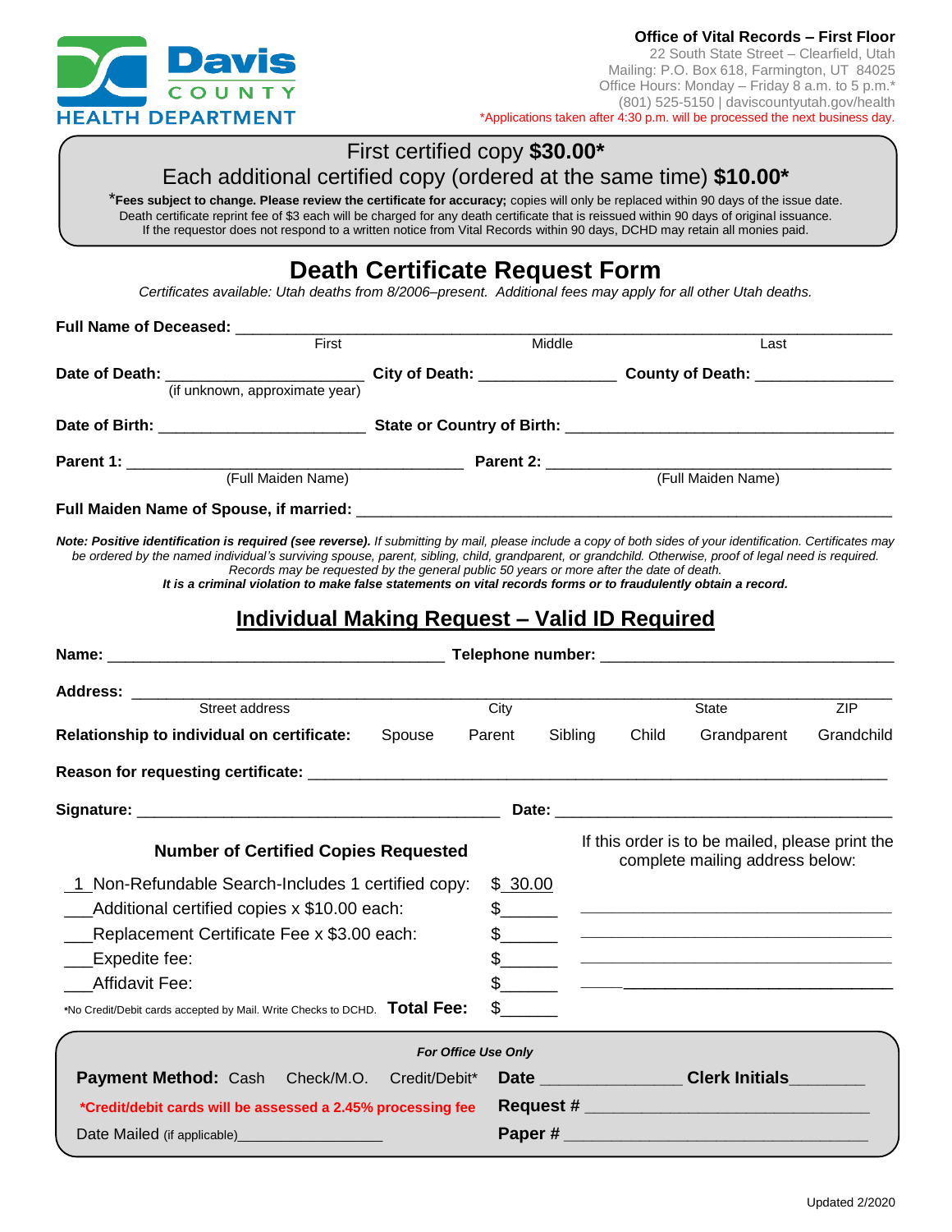Davis COUNTY HEALTH DEPARTMENT

**Office of Vital Records – First Floor**
22 South State Street – Clearfield, Utah
Mailing: P.O. Box 618, Farmington, UT 84025
Office Hours: Monday – Friday 8 a.m. to 5 p.m.*
(801) 525-5150 | daviscountyutah.gov/health
*Applications taken after 4:30 p.m. will be processed the next business day.

First certified copy **$30.00***
Each additional certified copy (ordered at the same time) **$10.00***

***Fees subject to change. Please review the certificate for accuracy;** copies will only be replaced within 90 days of the issue date. Death certificate reprint fee of $3 each will be charged for any death certificate that is reissued within 90 days of original issuance. If the requestor does not respond to a written notice from Vital Records within 90 days, DCHD may retain all monies paid.

# Death Certificate Request Form

*Certificates available: Utah deaths from 8/2006–present. Additional fees may apply for all other Utah deaths.*

**Full Name of Deceased:** ______________________________________________
First Middle Last

**Date of Death:** ____________________ (if unknown, approximate year) **City of Death:** ______________ **County of Death:** ______________

**Date of Birth:** ____________________ **State or Country of Birth:** ______________________________

**Parent 1:** ______________________________ (Full Maiden Name) **Parent 2:** ______________________________ (Full Maiden Name)

**Full Maiden Name of Spouse, if married:** ______________________________________________

***Note: Positive identification is required (see reverse).*** *If submitting by mail, please include a copy of both sides of your identification. Certificates may be ordered by the named individual's surviving spouse, parent, sibling, child, grandparent, or grandchild. Otherwise, proof of legal need is required. Records may be requested by the general public 50 years or more after the date of death.*
***It is a criminal violation to make false statements on vital records forms or to fraudulently obtain a record.***

## Individual Making Request – Valid ID Required

**Name:** ______________________________ **Telephone number:** ______________________________

**Address:** ______________________________________________
Street address City State ZIP

**Relationship to individual on certificate:** Spouse Parent Sibling Child Grandparent Grandchild

**Reason for requesting certificate:** ______________________________________________

**Signature:** ______________________________ **Date:** ______________________________

**Number of Certified Copies Requested**

| | |
|---|---|
| _1_ Non-Refundable Search-Includes 1 certified copy: | $ 30.00 |
| ___Additional certified copies x $10.00 each: | $______ |
| ___Replacement Certificate Fee x $3.00 each: | $______ |
| ___Expedite fee: | $______ |
| ___Affidavit Fee: | $______ |
| *No Credit/Debit cards accepted by Mail. Write Checks to DCHD. **Total Fee:** | $______ |

If this order is to be mailed, please print the complete mailing address below:

______________________________
______________________________
______________________________
______________________________

*For Office Use Only*

**Payment Method:** Cash Check/M.O. Credit/Debit* **Date** ______________ **Clerk Initials**________

***Credit/debit cards will be assessed a 2.45% processing fee** **Request #** ______________________________

Date Mailed (if applicable)________________ **Paper #** ______________________________

Updated 2/2020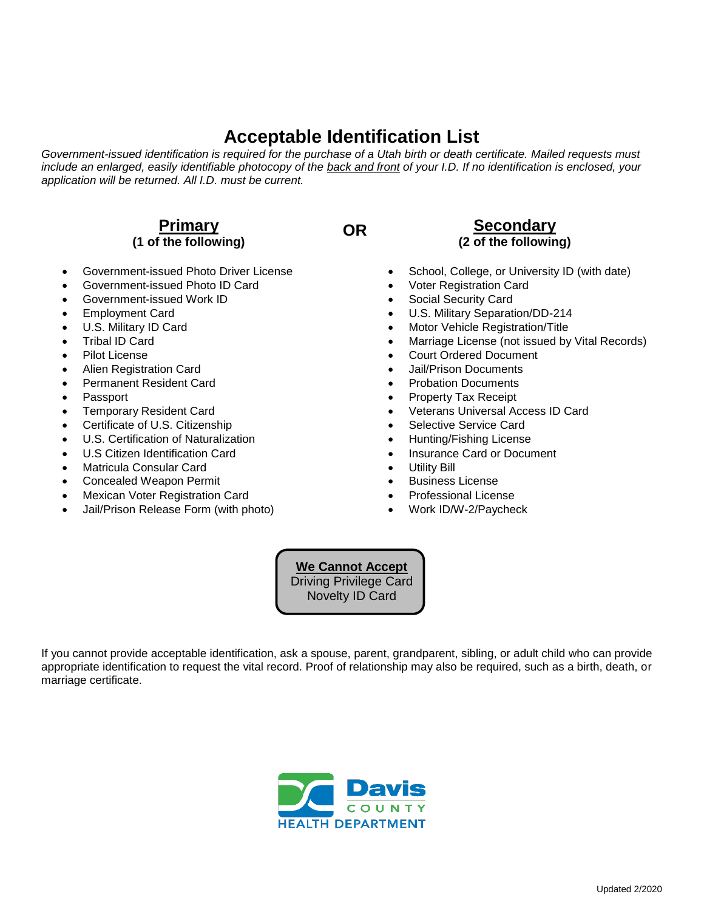# Acceptable Identification List

*Government-issued identification is required for the purchase of a Utah birth or death certificate. Mailed requests must include an enlarged, easily identifiable photocopy of the back and front of your I.D. If no identification is enclosed, your application will be returned. All I.D. must be current.*

## Primary
**(1 of the following)**

- Government-issued Photo Driver License
- Government-issued Photo ID Card
- Government-issued Work ID
- Employment Card
- U.S. Military ID Card
- Tribal ID Card
- Pilot License
- Alien Registration Card
- Permanent Resident Card
- Passport
- Temporary Resident Card
- Certificate of U.S. Citizenship
- U.S. Certification of Naturalization
- U.S Citizen Identification Card
- Matricula Consular Card
- Concealed Weapon Permit
- Mexican Voter Registration Card
- Jail/Prison Release Form (with photo)

**OR**

## Secondary
**(2 of the following)**

- School, College, or University ID (with date)
- Voter Registration Card
- Social Security Card
- U.S. Military Separation/DD-214
- Motor Vehicle Registration/Title
- Marriage License (not issued by Vital Records)
- Court Ordered Document
- Jail/Prison Documents
- Probation Documents
- Property Tax Receipt
- Veterans Universal Access ID Card
- Selective Service Card
- Hunting/Fishing License
- Insurance Card or Document
- Utility Bill
- Business License
- Professional License
- Work ID/W-2/Paycheck

**We Cannot Accept**
Driving Privilege Card
Novelty ID Card

If you cannot provide acceptable identification, ask a spouse, parent, grandparent, sibling, or adult child who can provide appropriate identification to request the vital record. Proof of relationship may also be required, such as a birth, death, or marriage certificate.

Davis County Health Department

Updated 2/2020